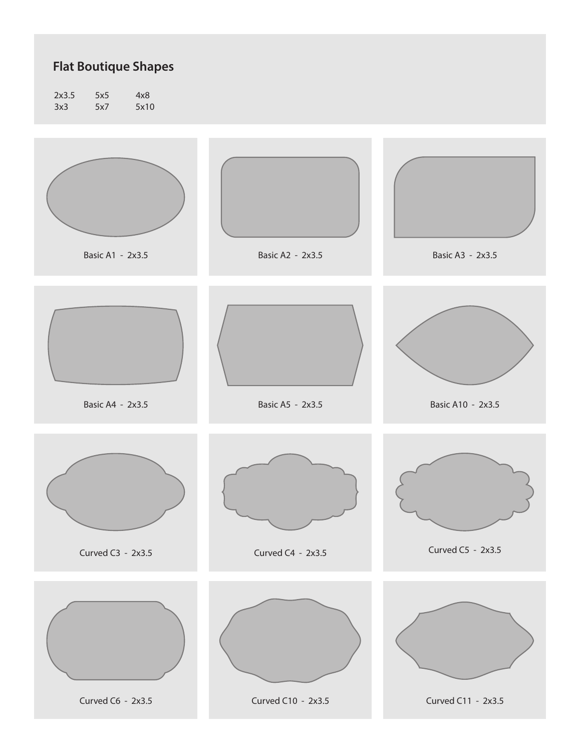## Flat Boutique Shapes

| | | |
|---|---|---|
| 2x3.5 | 5x5 | 4x8 |
| 3x3 | 5x7 | 5x10 |

Basic A1 - 2x3.5

Basic A2 - 2x3.5

Basic A3 - 2x3.5

Basic A4 - 2x3.5

Basic A5 - 2x3.5

Basic A10 - 2x3.5

Curved C3 - 2x3.5

Curved C4 - 2x3.5

Curved C5 - 2x3.5

Curved C6 - 2x3.5

Curved C10 - 2x3.5

Curved C11 - 2x3.5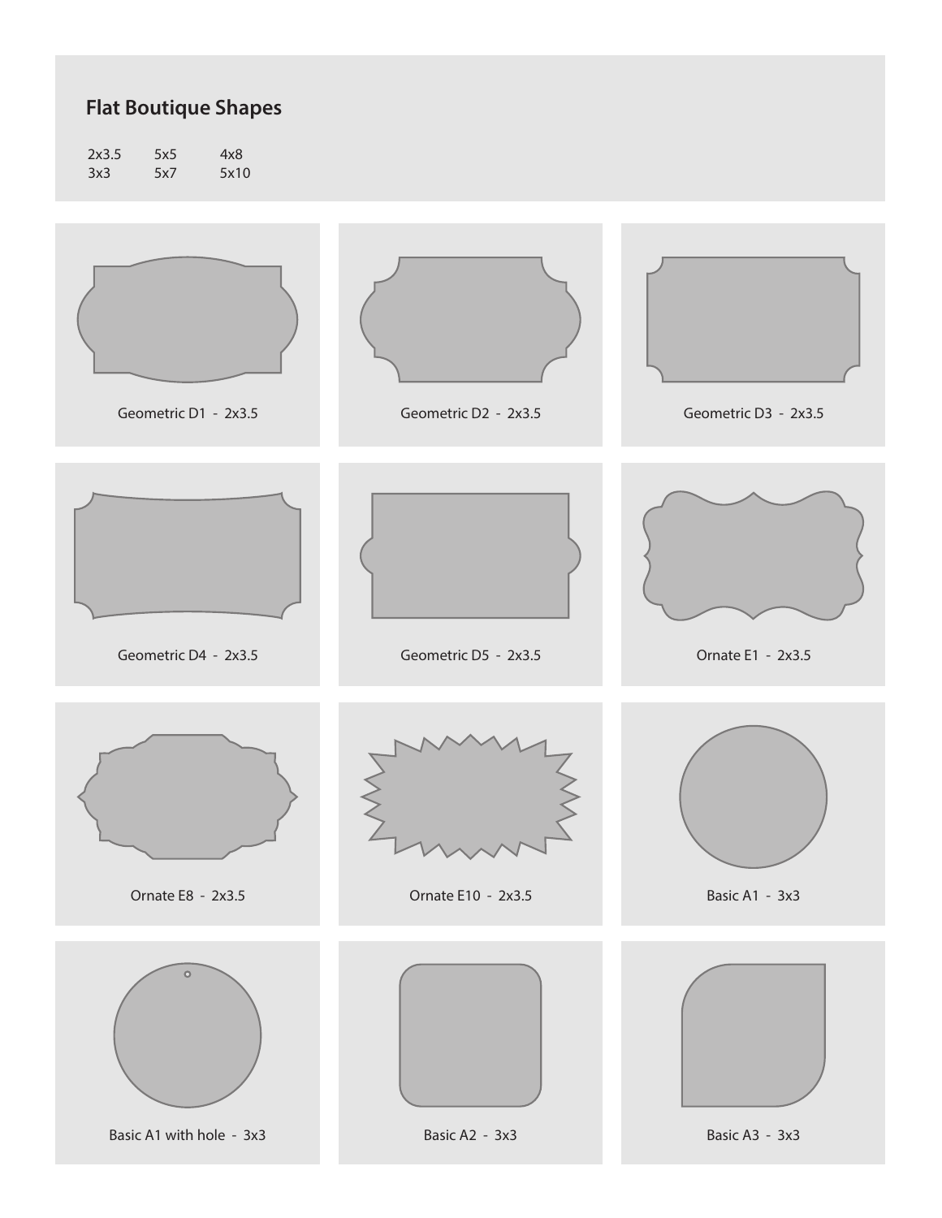## Flat Boutique Shapes

| | | |
|---|---|---|
| 2x3.5 | 5x5 | 4x8 |
| 3x3 | 5x7 | 5x10 |

Geometric D1 - 2x3.5

Geometric D2 - 2x3.5

Geometric D3 - 2x3.5

Geometric D4 - 2x3.5

Geometric D5 - 2x3.5

Ornate E1 - 2x3.5

Ornate E8 - 2x3.5

Ornate E10 - 2x3.5

Basic A1 - 3x3

Basic A1 with hole - 3x3

Basic A2 - 3x3

Basic A3 - 3x3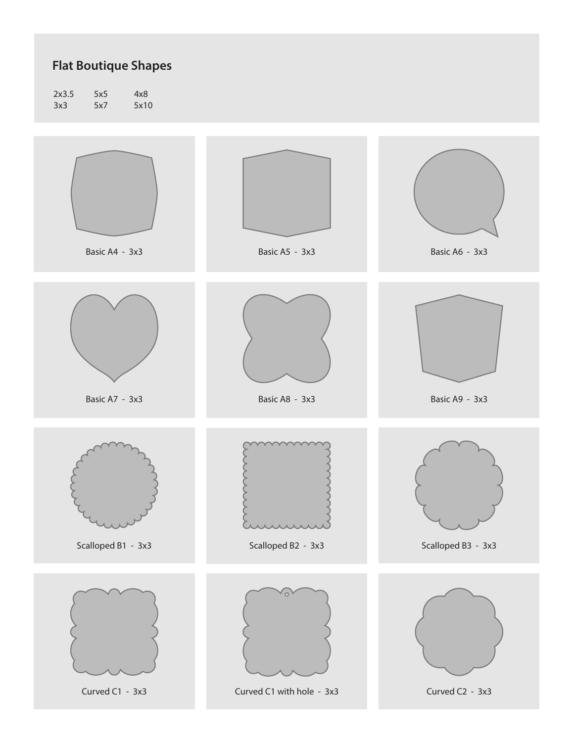## Flat Boutique Shapes

| | | |
|---|---|---|
| 2x3.5 | 5x5 | 4x8 |
| 3x3 | 5x7 | 5x10 |

Basic A4 - 3x3

Basic A5 - 3x3

Basic A6 - 3x3

Basic A7 - 3x3

Basic A8 - 3x3

Basic A9 - 3x3

Scalloped B1 - 3x3

Scalloped B2 - 3x3

Scalloped B3 - 3x3

Curved C1 - 3x3

Curved C1 with hole - 3x3

Curved C2 - 3x3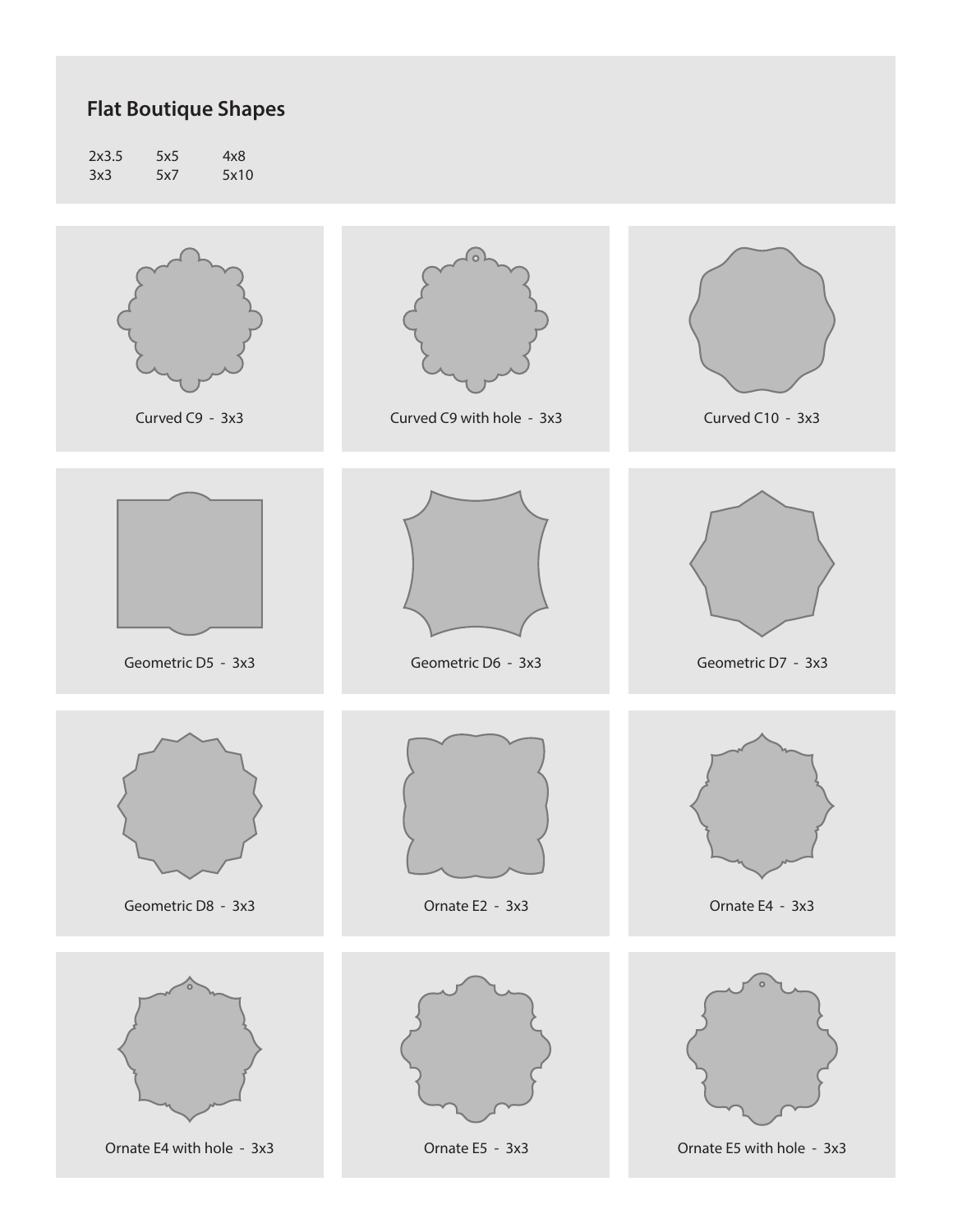## Flat Boutique Shapes

| | | |
|---|---|---|
| 2x3.5 | 5x5 | 4x8 |
| 3x3 | 5x7 | 5x10 |

Curved C9 - 3x3

Curved C9 with hole - 3x3

Curved C10 - 3x3

Geometric D5 - 3x3

Geometric D6 - 3x3

Geometric D7 - 3x3

Geometric D8 - 3x3

Ornate E2 - 3x3

Ornate E4 - 3x3

Ornate E4 with hole - 3x3

Ornate E5 - 3x3

Ornate E5 with hole - 3x3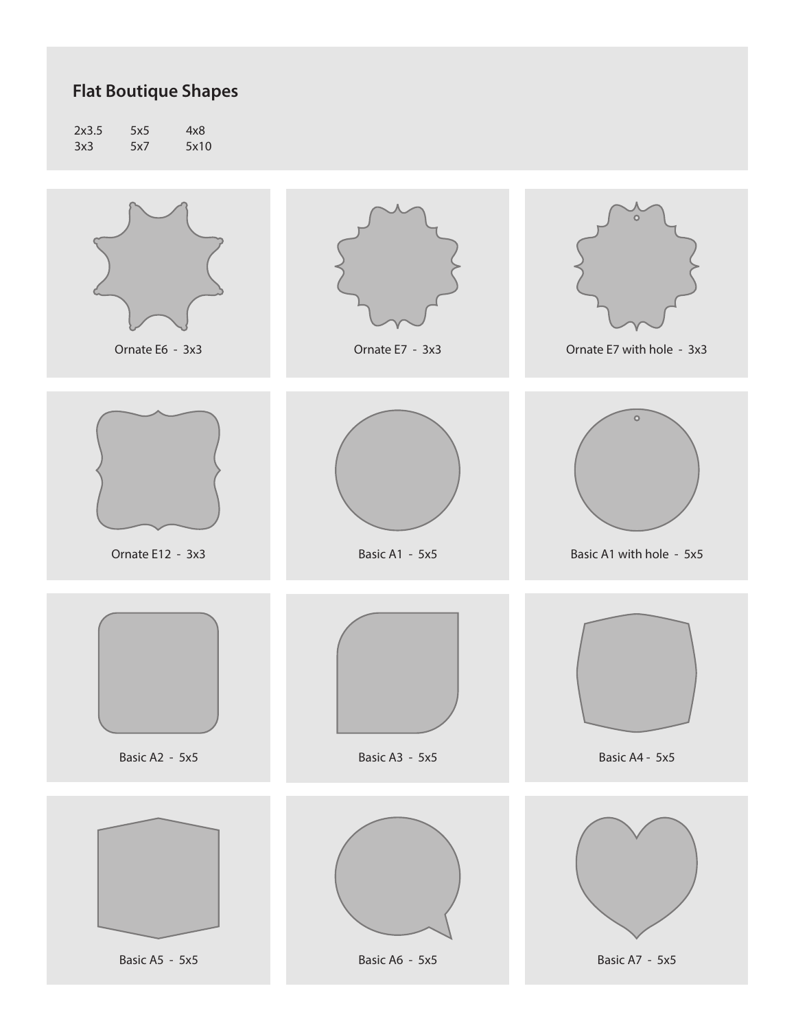## Flat Boutique Shapes

| | | |
|---|---|---|
| 2x3.5 | 5x5 | 4x8 |
| 3x3 | 5x7 | 5x10 |

Ornate E6 - 3x3

Ornate E7 - 3x3

Ornate E7 with hole - 3x3

Ornate E12 - 3x3

Basic A1 - 5x5

Basic A1 with hole - 5x5

Basic A2 - 5x5

Basic A3 - 5x5

Basic A4 - 5x5

Basic A5 - 5x5

Basic A6 - 5x5

Basic A7 - 5x5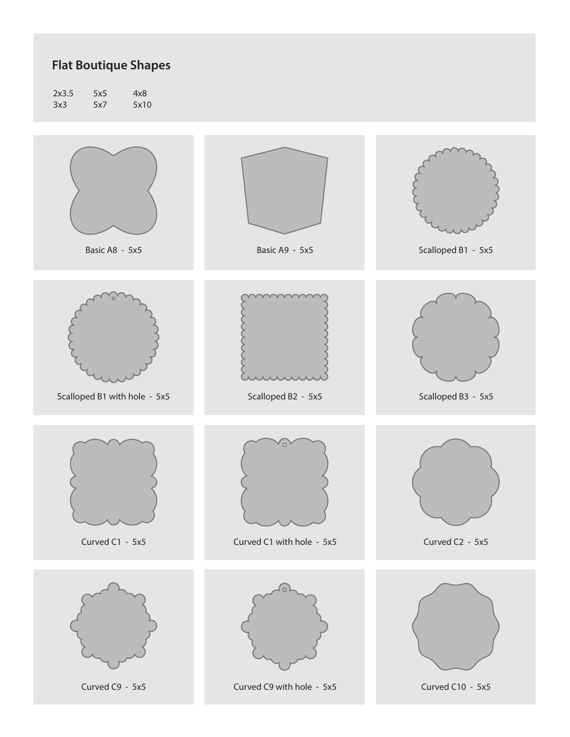## Flat Boutique Shapes

| | | |
|---|---|---|
| 2x3.5 | 5x5 | 4x8 |
| 3x3 | 5x7 | 5x10 |

Basic A8 - 5x5

Basic A9 - 5x5

Scalloped B1 - 5x5

Scalloped B1 with hole - 5x5

Scalloped B2 - 5x5

Scalloped B3 - 5x5

Curved C1 - 5x5

Curved C1 with hole - 5x5

Curved C2 - 5x5

Curved C9 - 5x5

Curved C9 with hole - 5x5

Curved C10 - 5x5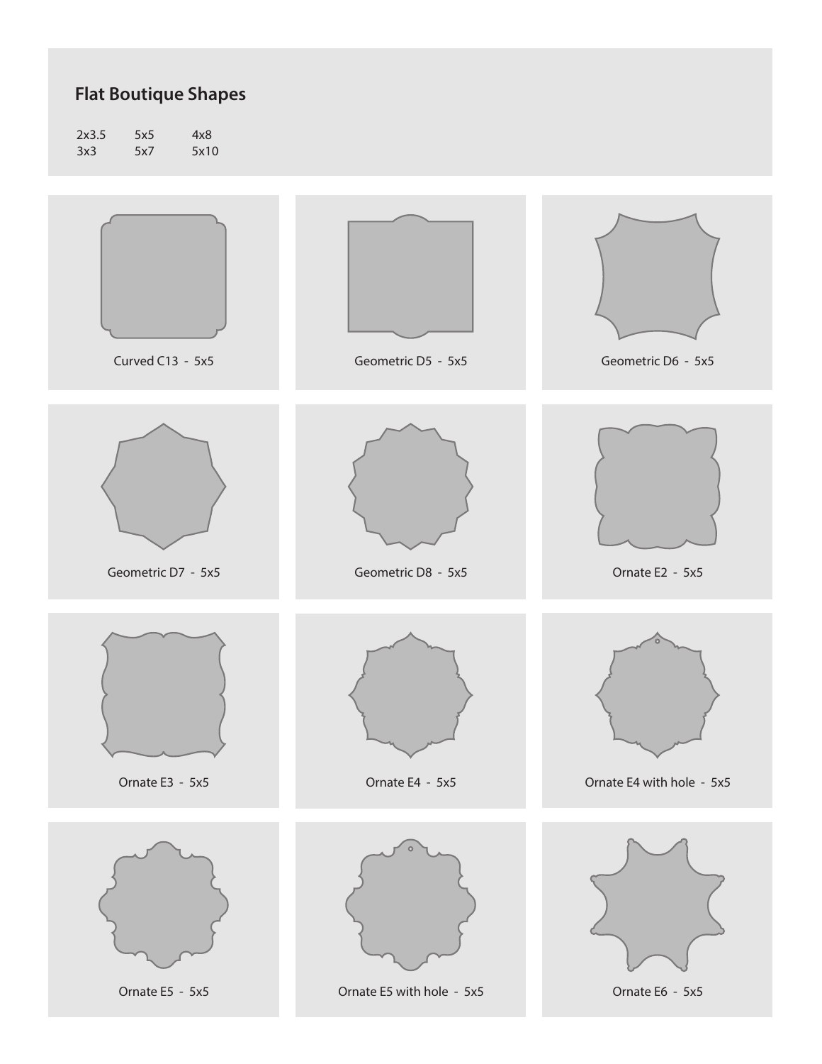## Flat Boutique Shapes

| | | |
|---|---|---|
| 2x3.5 | 5x5 | 4x8 |
| 3x3 | 5x7 | 5x10 |

Curved C13 - 5x5

Geometric D5 - 5x5

Geometric D6 - 5x5

Geometric D7 - 5x5

Geometric D8 - 5x5

Ornate E2 - 5x5

Ornate E3 - 5x5

Ornate E4 - 5x5

Ornate E4 with hole - 5x5

Ornate E5 - 5x5

Ornate E5 with hole - 5x5

Ornate E6 - 5x5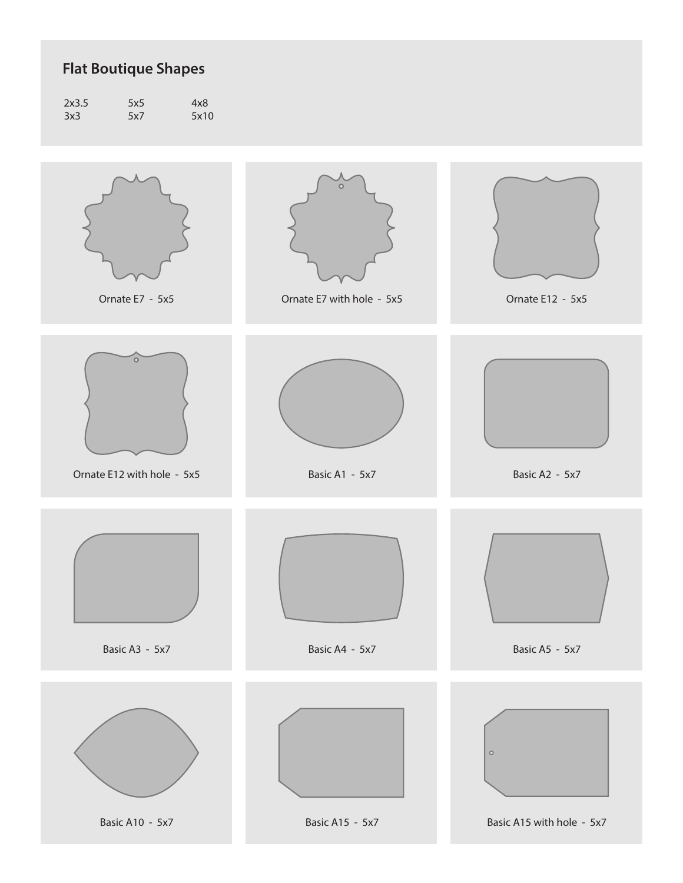## Flat Boutique Shapes

| | | |
|---|---|---|
| 2x3.5 | 5x5 | 4x8 |
| 3x3 | 5x7 | 5x10 |

Ornate E7 - 5x5

Ornate E7 with hole - 5x5

Ornate E12 - 5x5

Ornate E12 with hole - 5x5

Basic A1 - 5x7

Basic A2 - 5x7

Basic A3 - 5x7

Basic A4 - 5x7

Basic A5 - 5x7

Basic A10 - 5x7

Basic A15 - 5x7

Basic A15 with hole - 5x7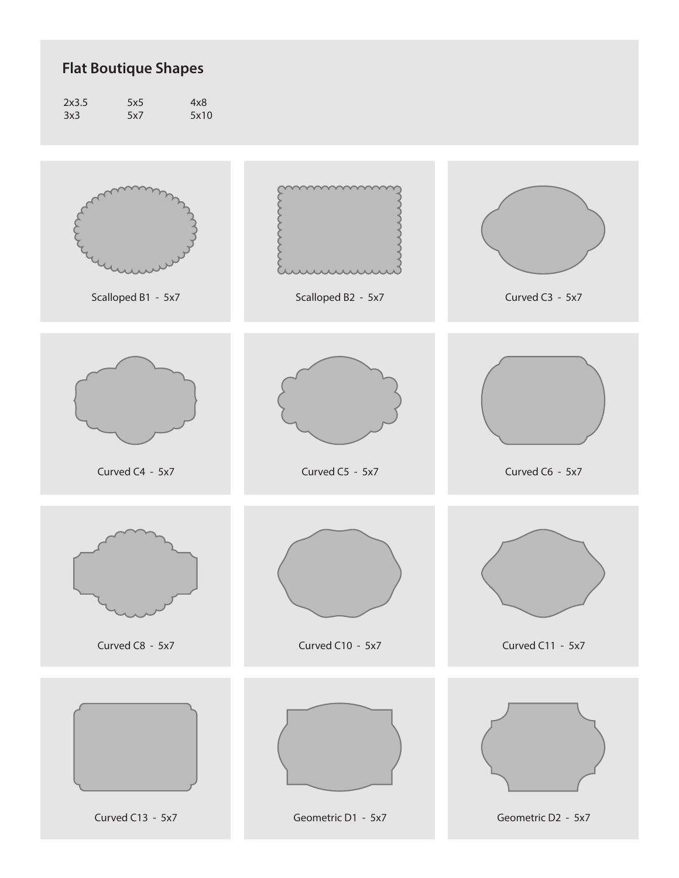## Flat Boutique Shapes

| | | |
|---|---|---|
| 2x3.5 | 5x5 | 4x8 |
| 3x3 | 5x7 | 5x10 |

Scalloped B1 - 5x7

Scalloped B2 - 5x7

Curved C3 - 5x7

Curved C4 - 5x7

Curved C5 - 5x7

Curved C6 - 5x7

Curved C8 - 5x7

Curved C10 - 5x7

Curved C11 - 5x7

Curved C13 - 5x7

Geometric D1 - 5x7

Geometric D2 - 5x7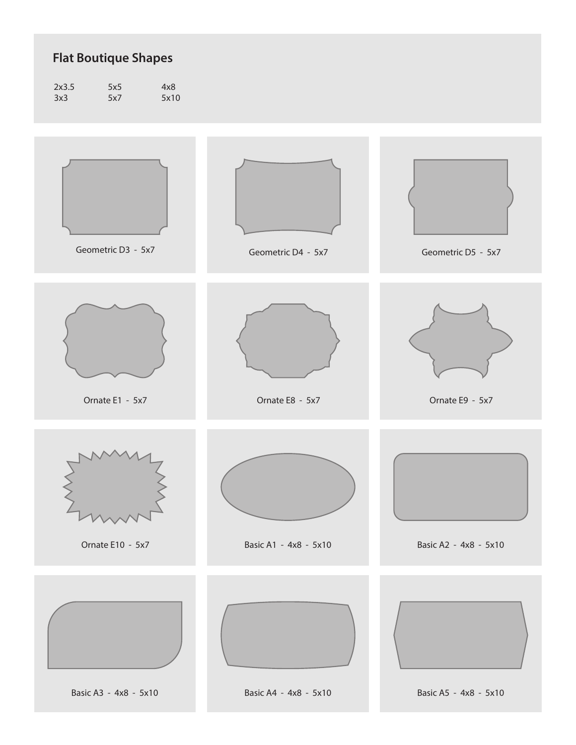# Flat Boutique Shapes

| | | |
|---|---|---|
| 2x3.5 | 5x5 | 4x8 |
| 3x3 | 5x7 | 5x10 |

Geometric D3 - 5x7

Geometric D4 - 5x7

Geometric D5 - 5x7

Ornate E1 - 5x7

Ornate E8 - 5x7

Ornate E9 - 5x7

Ornate E10 - 5x7

Basic A1 - 4x8 - 5x10

Basic A2 - 4x8 - 5x10

Basic A3 - 4x8 - 5x10

Basic A4 - 4x8 - 5x10

Basic A5 - 4x8 - 5x10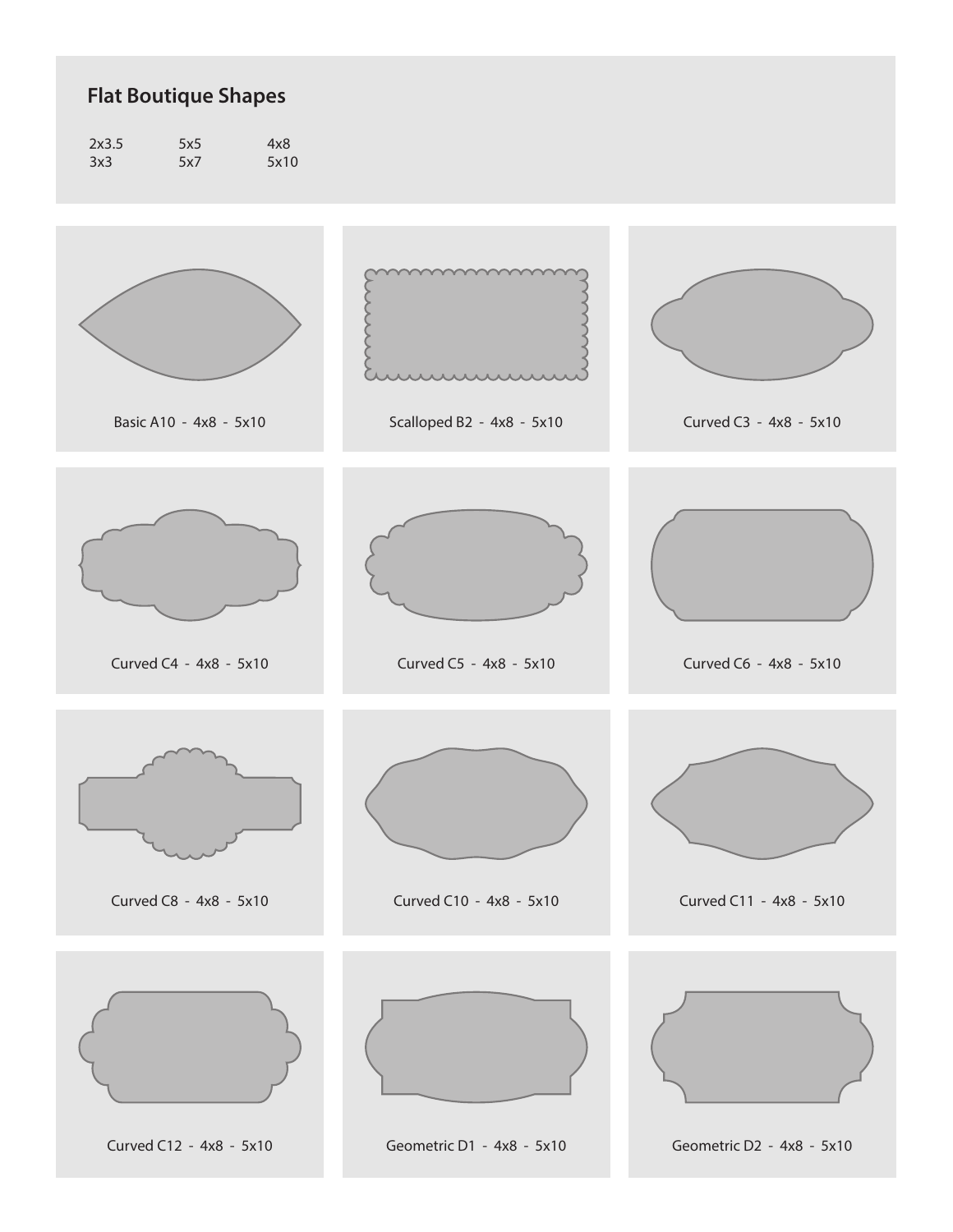## Flat Boutique Shapes

| | | |
|---|---|---|
| 2x3.5 | 5x5 | 4x8 |
| 3x3 | 5x7 | 5x10 |

Basic A10 - 4x8 - 5x10

Scalloped B2 - 4x8 - 5x10

Curved C3 - 4x8 - 5x10

Curved C4 - 4x8 - 5x10

Curved C5 - 4x8 - 5x10

Curved C6 - 4x8 - 5x10

Curved C8 - 4x8 - 5x10

Curved C10 - 4x8 - 5x10

Curved C11 - 4x8 - 5x10

Curved C12 - 4x8 - 5x10

Geometric D1 - 4x8 - 5x10

Geometric D2 - 4x8 - 5x10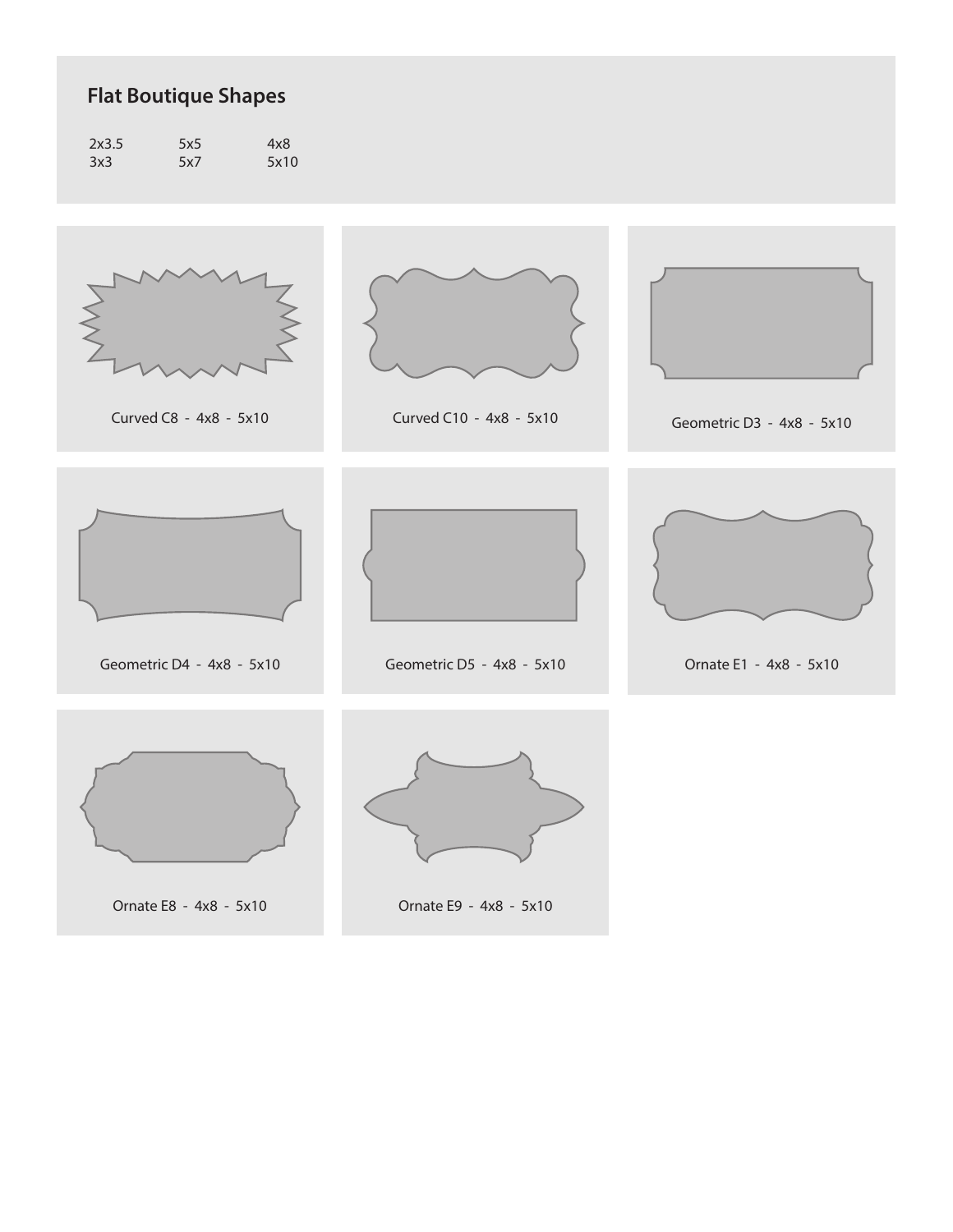## Flat Boutique Shapes

| | | |
|---|---|---|
| 2x3.5 | 5x5 | 4x8 |
| 3x3 | 5x7 | 5x10 |

Curved C8 - 4x8 - 5x10

Curved C10 - 4x8 - 5x10

Geometric D3 - 4x8 - 5x10

Geometric D4 - 4x8 - 5x10

Geometric D5 - 4x8 - 5x10

Ornate E1 - 4x8 - 5x10

Ornate E8 - 4x8 - 5x10

Ornate E9 - 4x8 - 5x10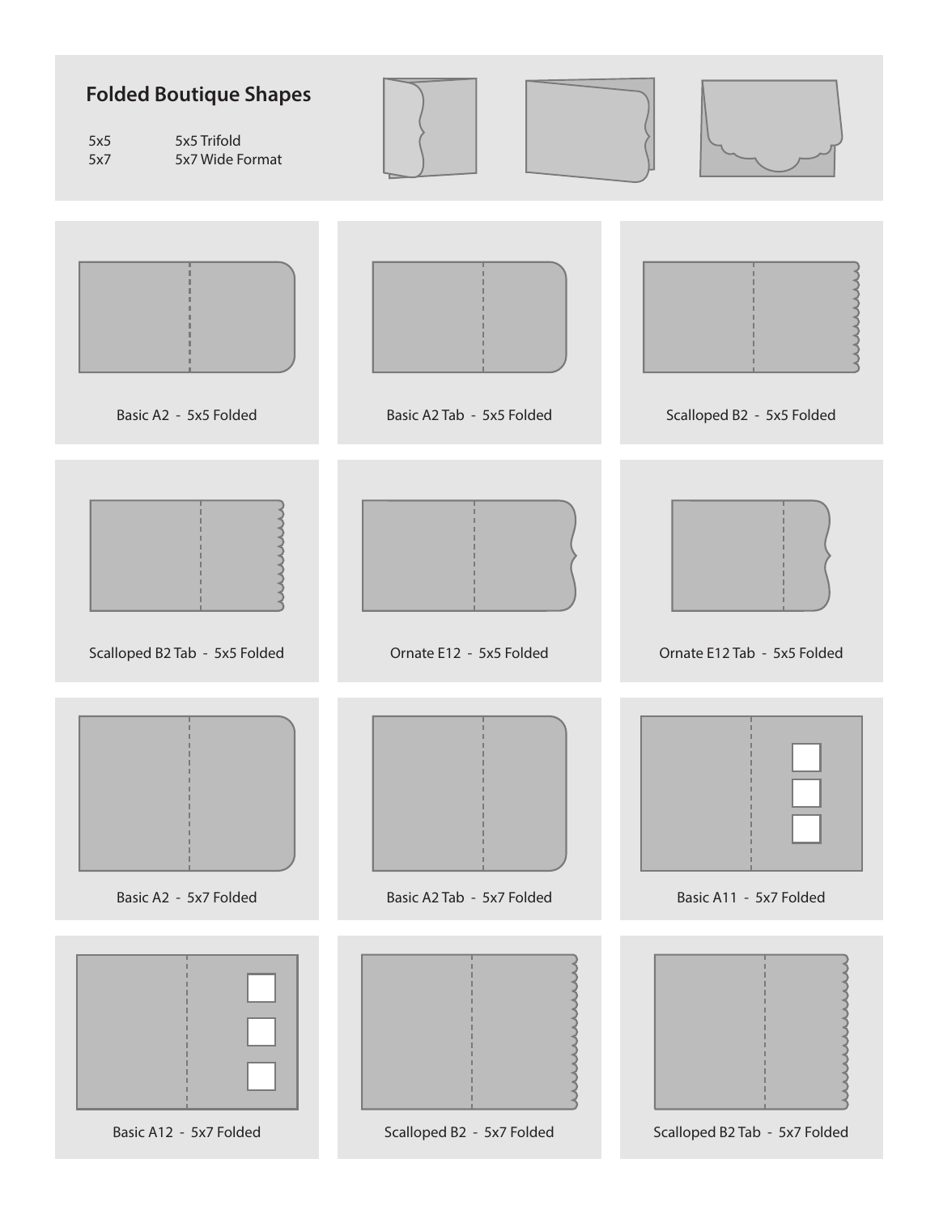## Folded Boutique Shapes

5x5 5x5 Trifold
5x7 5x7 Wide Format

Basic A2 - 5x5 Folded

Basic A2 Tab - 5x5 Folded

Scalloped B2 - 5x5 Folded

Scalloped B2 Tab - 5x5 Folded

Ornate E12 - 5x5 Folded

Ornate E12 Tab - 5x5 Folded

Basic A2 - 5x7 Folded

Basic A2 Tab - 5x7 Folded

Basic A11 - 5x7 Folded

Basic A12 - 5x7 Folded

Scalloped B2 - 5x7 Folded

Scalloped B2 Tab - 5x7 Folded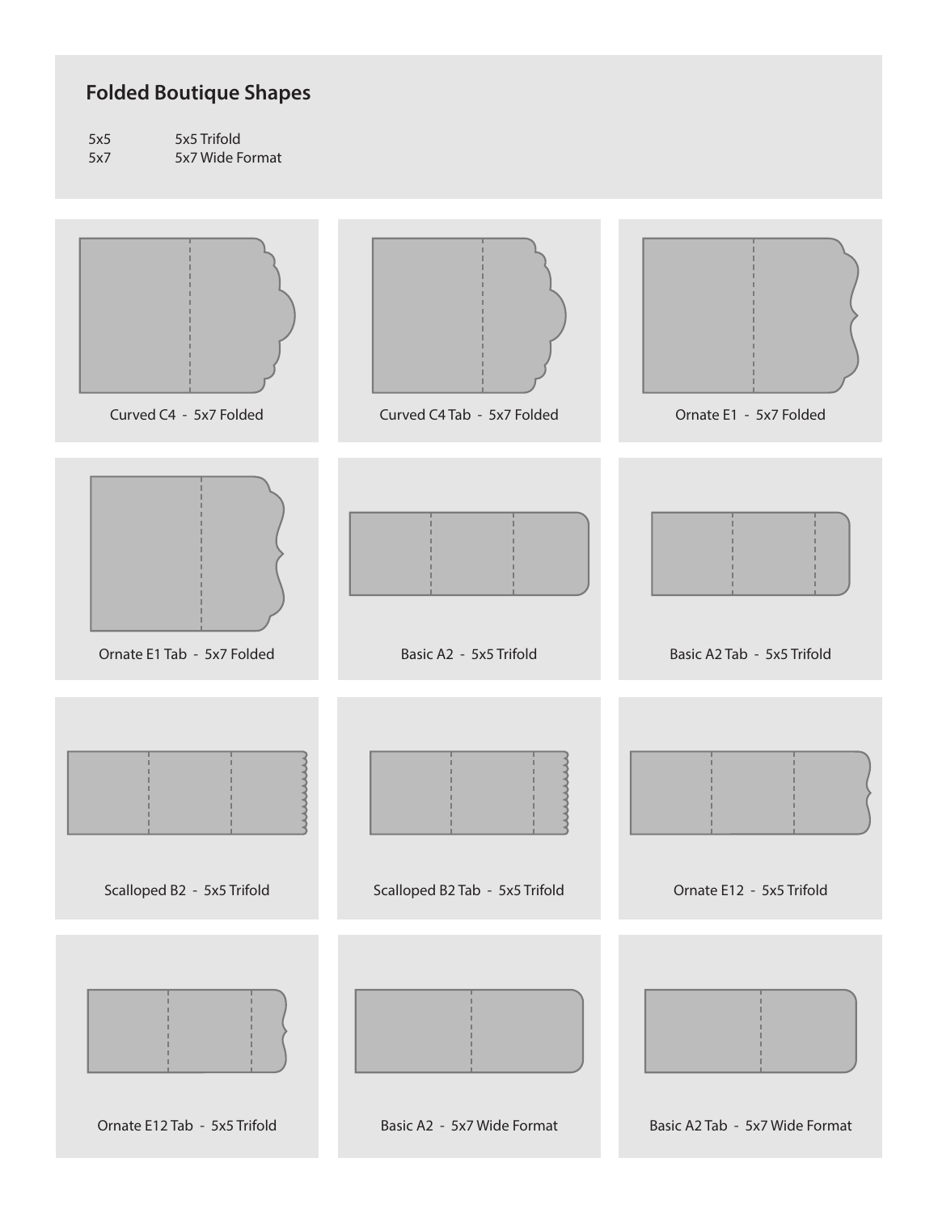## Folded Boutique Shapes

| | |
|---|---|
| 5x5 | 5x5 Trifold |
| 5x7 | 5x7 Wide Format |

Curved C4 - 5x7 Folded

Curved C4 Tab - 5x7 Folded

Ornate E1 - 5x7 Folded

Ornate E1 Tab - 5x7 Folded

Basic A2 - 5x5 Trifold

Basic A2 Tab - 5x5 Trifold

Scalloped B2 - 5x5 Trifold

Scalloped B2 Tab - 5x5 Trifold

Ornate E12 - 5x5 Trifold

Ornate E12 Tab - 5x5 Trifold

Basic A2 - 5x7 Wide Format

Basic A2 Tab - 5x7 Wide Format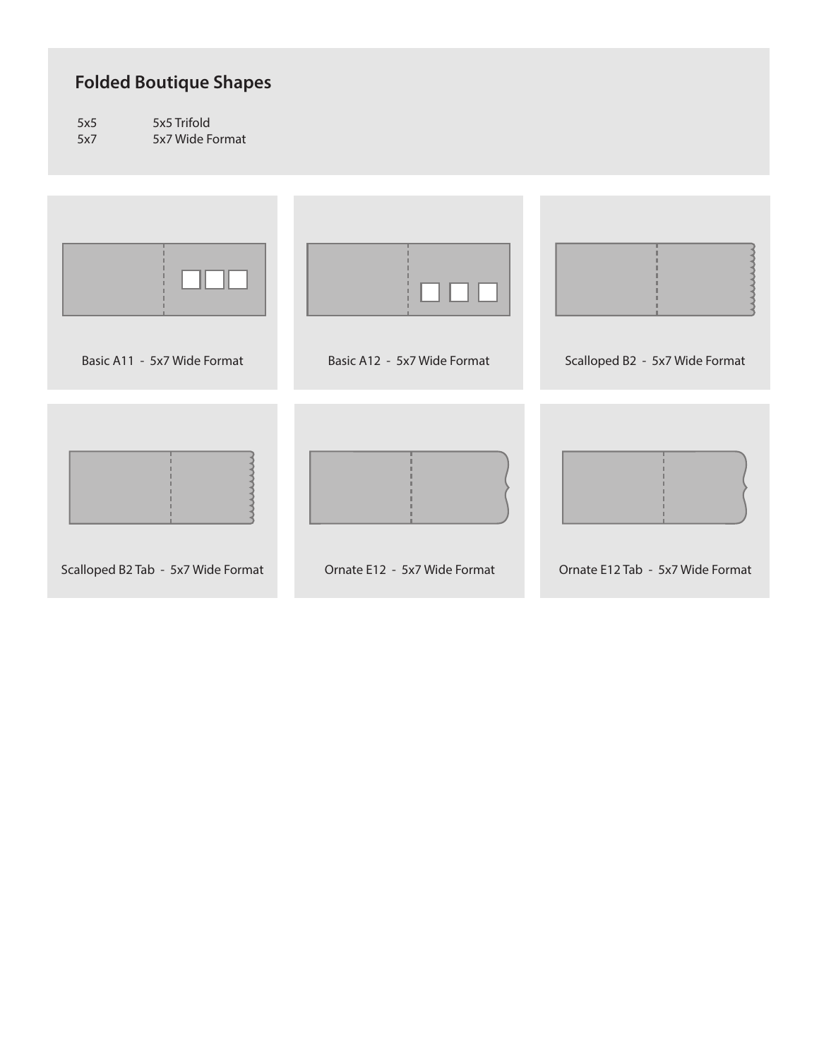## Folded Boutique Shapes

| | |
|---|---|
| 5x5 | 5x5 Trifold |
| 5x7 | 5x7 Wide Format |

Basic A11 - 5x7 Wide Format

Basic A12 - 5x7 Wide Format

Scalloped B2 - 5x7 Wide Format

Scalloped B2 Tab - 5x7 Wide Format

Ornate E12 - 5x7 Wide Format

Ornate E12 Tab - 5x7 Wide Format